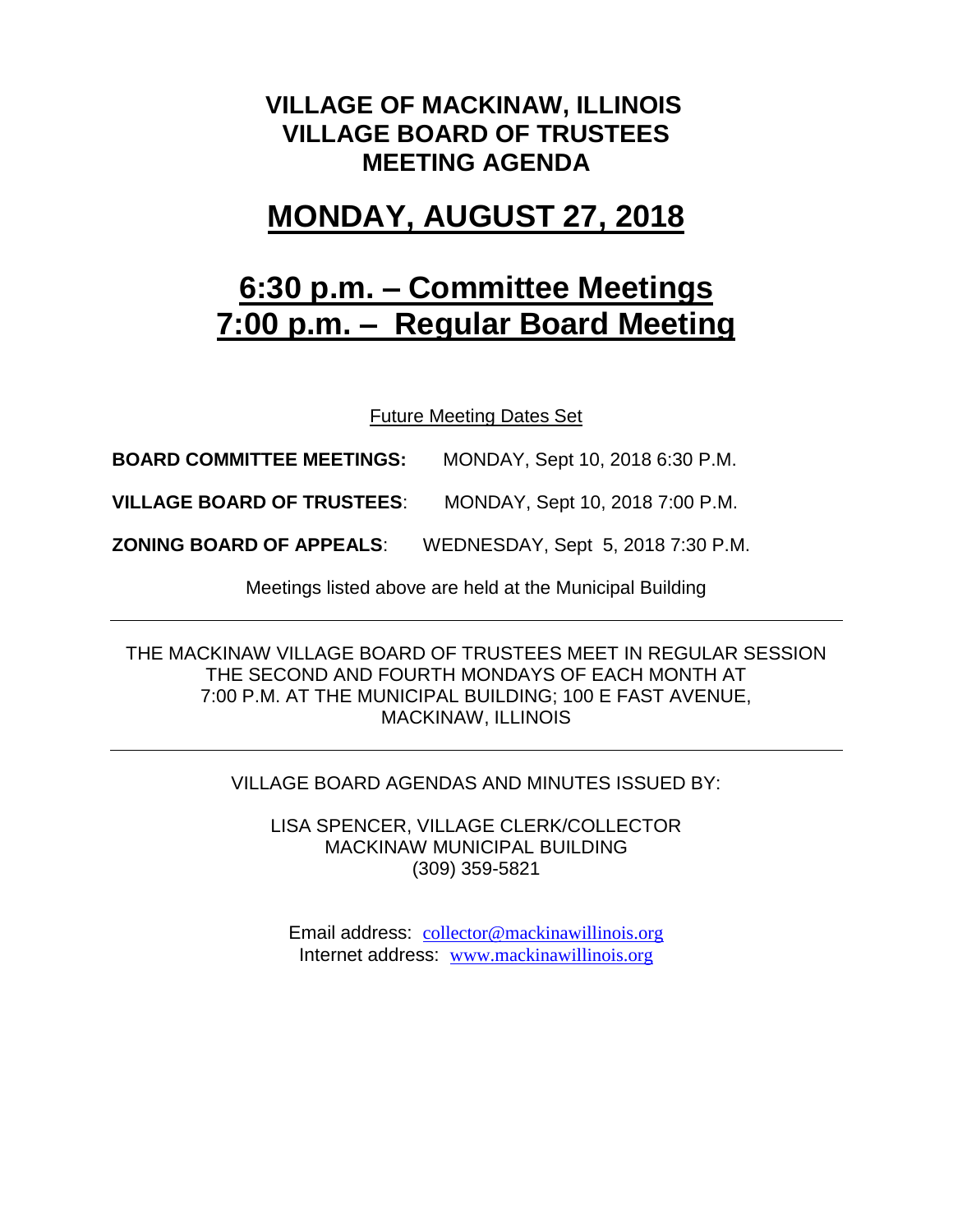# VILLAGE OF MACKINAW, ILLINOIS
# VILLAGE BOARD OF TRUSTEES
# MEETING AGENDA

## MONDAY, AUGUST 27, 2018

## 6:30 p.m. – Committee Meetings
## 7:00 p.m. – Regular Board Meeting

Future Meeting Dates Set

**BOARD COMMITTEE MEETINGS:** MONDAY, Sept 10, 2018 6:30 P.M.

**VILLAGE BOARD OF TRUSTEES**: MONDAY, Sept 10, 2018 7:00 P.M.

**ZONING BOARD OF APPEALS**: WEDNESDAY, Sept 5, 2018 7:30 P.M.

Meetings listed above are held at the Municipal Building

---

THE MACKINAW VILLAGE BOARD OF TRUSTEES MEET IN REGULAR SESSION THE SECOND AND FOURTH MONDAYS OF EACH MONTH AT 7:00 P.M. AT THE MUNICIPAL BUILDING; 100 E FAST AVENUE, MACKINAW, ILLINOIS

---

VILLAGE BOARD AGENDAS AND MINUTES ISSUED BY:

LISA SPENCER, VILLAGE CLERK/COLLECTOR
MACKINAW MUNICIPAL BUILDING
(309) 359-5821

Email address: collector@mackinawillinois.org
Internet address: www.mackinawillinois.org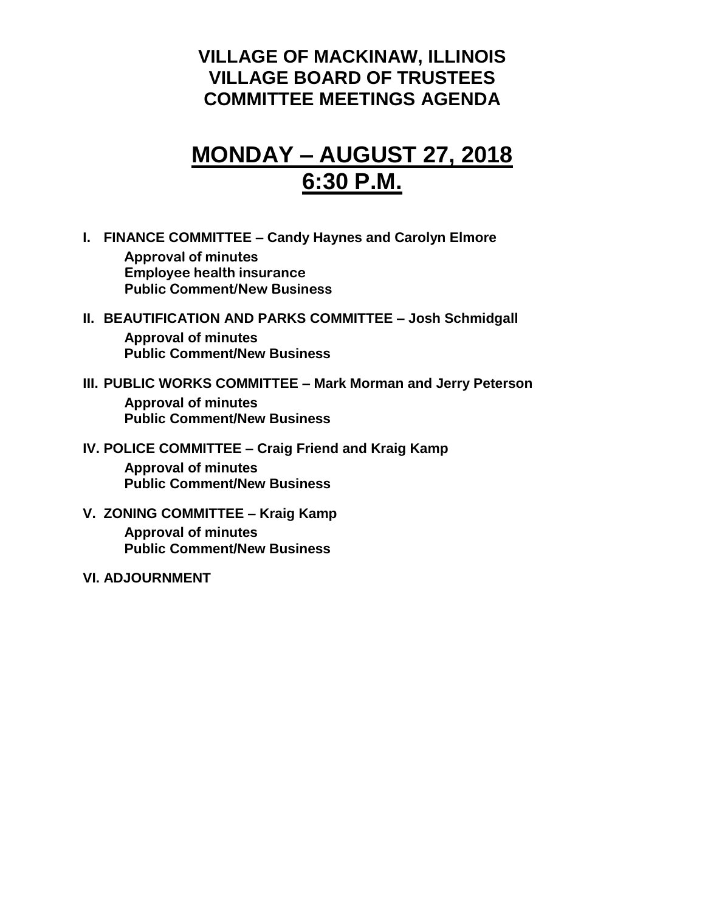# VILLAGE OF MACKINAW, ILLINOIS
# VILLAGE BOARD OF TRUSTEES
# COMMITTEE MEETINGS AGENDA

## MONDAY – AUGUST 27, 2018
## 6:30 P.M.

**I. FINANCE COMMITTEE – Candy Haynes and Carolyn Elmore**

- **Approval of minutes**
- **Employee health insurance**
- **Public Comment/New Business**

**II. BEAUTIFICATION AND PARKS COMMITTEE – Josh Schmidgall**

- **Approval of minutes**
- **Public Comment/New Business**

**III. PUBLIC WORKS COMMITTEE – Mark Morman and Jerry Peterson**

- **Approval of minutes**
- **Public Comment/New Business**

**IV. POLICE COMMITTEE – Craig Friend and Kraig Kamp**

- **Approval of minutes**
- **Public Comment/New Business**

**V. ZONING COMMITTEE – Kraig Kamp**

- **Approval of minutes**
- **Public Comment/New Business**

**VI. ADJOURNMENT**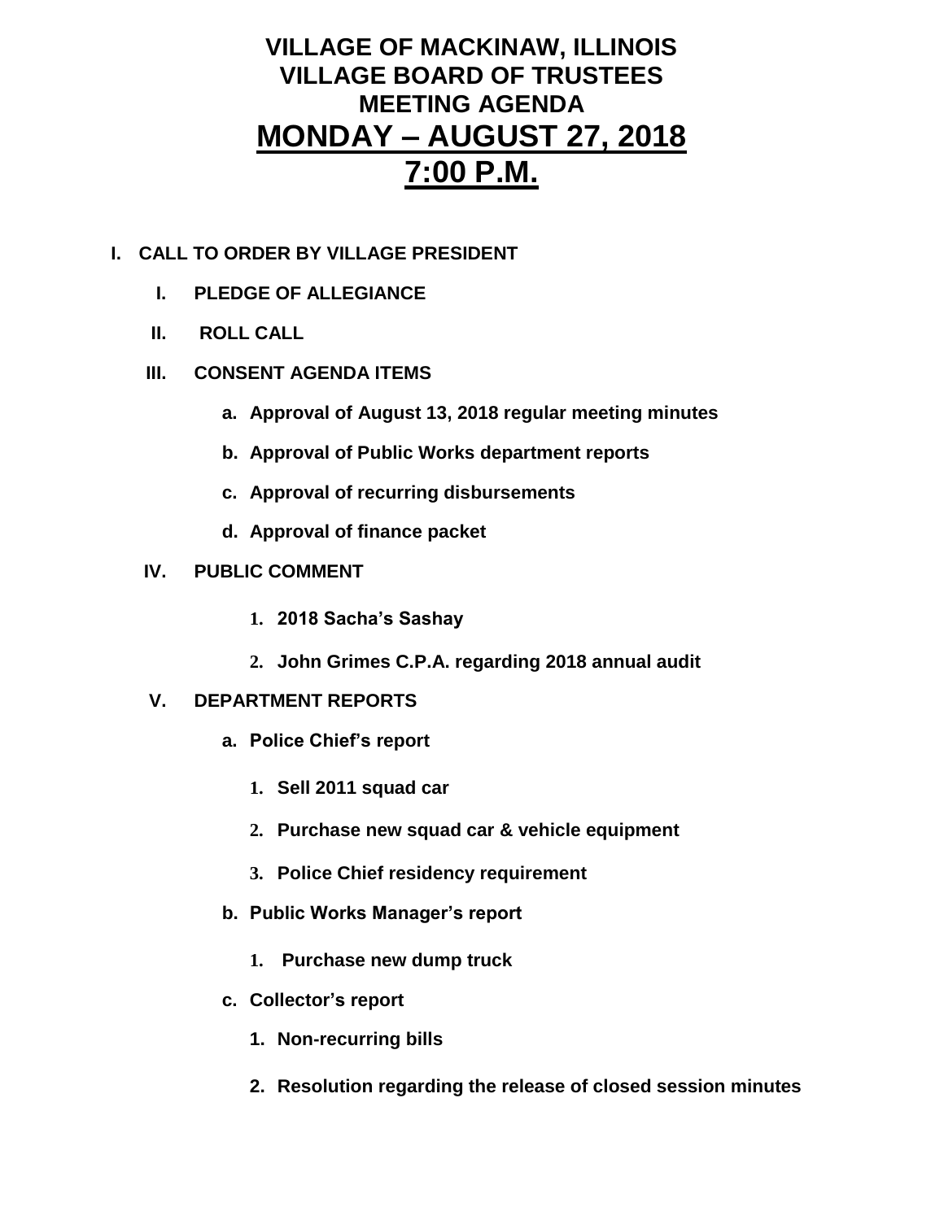# VILLAGE OF MACKINAW, ILLINOIS
# VILLAGE BOARD OF TRUSTEES
# MEETING AGENDA
# MONDAY – AUGUST 27, 2018
# 7:00 P.M.

**I. CALL TO ORDER BY VILLAGE PRESIDENT**

- **I. PLEDGE OF ALLEGIANCE**
- **II. ROLL CALL**
- **III. CONSENT AGENDA ITEMS**
    - **a. Approval of August 13, 2018 regular meeting minutes**
    - **b. Approval of Public Works department reports**
    - **c. Approval of recurring disbursements**
    - **d. Approval of finance packet**
- **IV. PUBLIC COMMENT**
    1. **2018 Sacha's Sashay**
    2. **John Grimes C.P.A. regarding 2018 annual audit**
- **V. DEPARTMENT REPORTS**
    - **a. Police Chief's report**
        1. **Sell 2011 squad car**
        2. **Purchase new squad car & vehicle equipment**
        3. **Police Chief residency requirement**
    - **b. Public Works Manager's report**
        1. **Purchase new dump truck**
    - **c. Collector's report**
        1. **Non-recurring bills**
        2. **Resolution regarding the release of closed session minutes**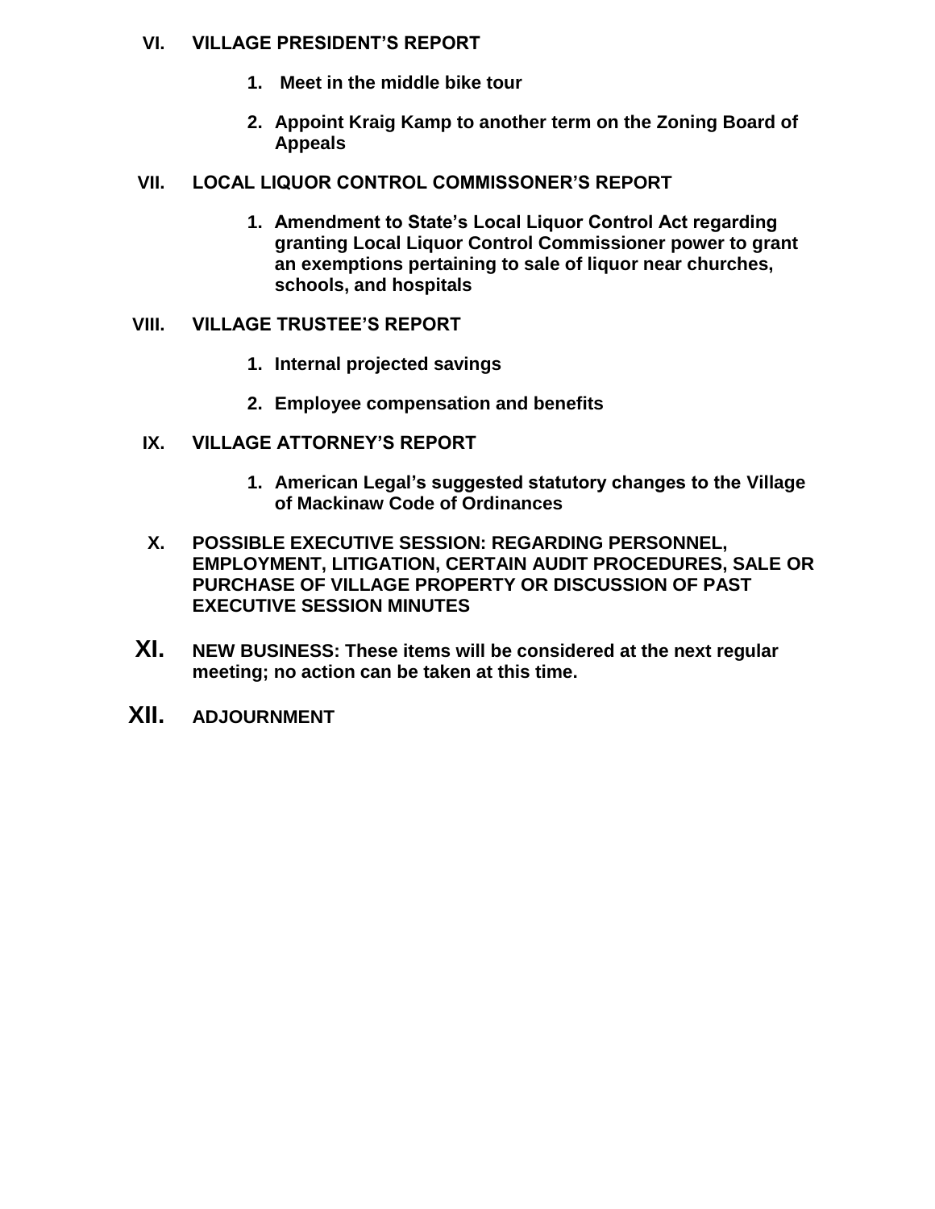**VI. VILLAGE PRESIDENT'S REPORT**

1. **Meet in the middle bike tour**
2. **Appoint Kraig Kamp to another term on the Zoning Board of Appeals**

**VII. LOCAL LIQUOR CONTROL COMMISSONER'S REPORT**

1. **Amendment to State's Local Liquor Control Act regarding granting Local Liquor Control Commissioner power to grant an exemptions pertaining to sale of liquor near churches, schools, and hospitals**

**VIII. VILLAGE TRUSTEE'S REPORT**

1. **Internal projected savings**
2. **Employee compensation and benefits**

**IX. VILLAGE ATTORNEY'S REPORT**

1. **American Legal's suggested statutory changes to the Village of Mackinaw Code of Ordinances**

**X. POSSIBLE EXECUTIVE SESSION: REGARDING PERSONNEL, EMPLOYMENT, LITIGATION, CERTAIN AUDIT PROCEDURES, SALE OR PURCHASE OF VILLAGE PROPERTY OR DISCUSSION OF PAST EXECUTIVE SESSION MINUTES**

**XI. NEW BUSINESS: These items will be considered at the next regular meeting; no action can be taken at this time.**

**XII. ADJOURNMENT**